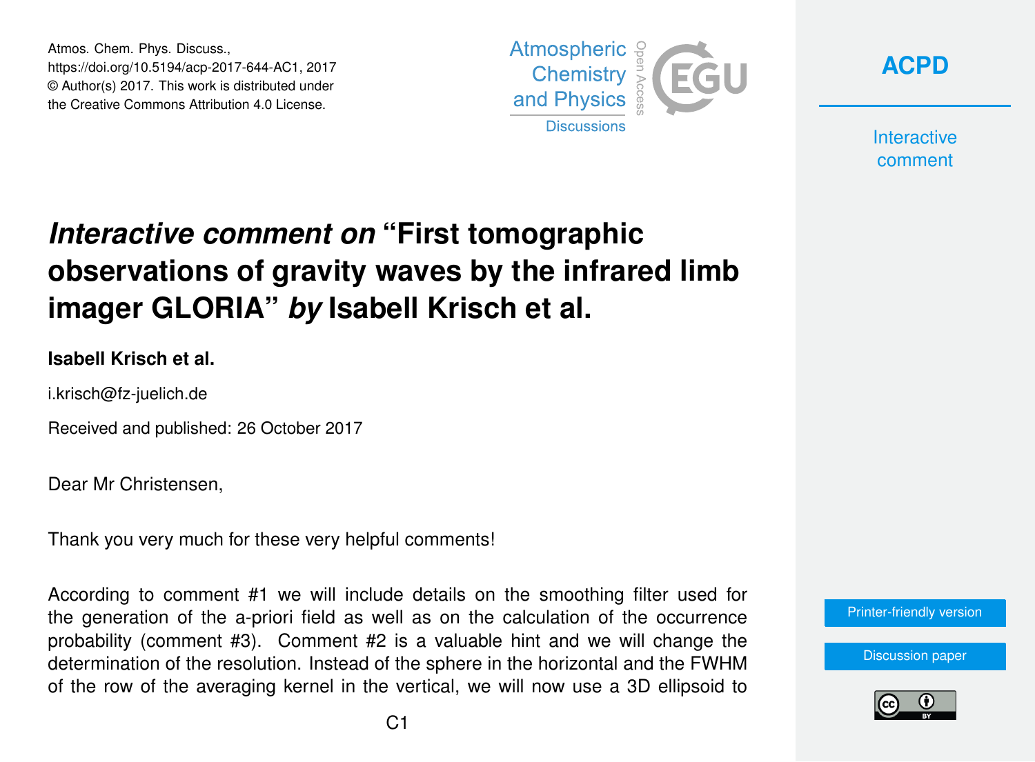Atmos. Chem. Phys. Discuss.,
https://doi.org/10.5194/acp-2017-644-AC1, 2017
© Author(s) 2017. This work is distributed under
the Creative Commons Attribution 4.0 License.

# *Interactive comment on* "First tomographic observations of gravity waves by the infrared limb imager GLORIA" *by* Isabell Krisch et al.

**Isabell Krisch et al.**

i.krisch@fz-juelich.de

Received and published: 26 October 2017

Dear Mr Christensen,

Thank you very much for these very helpful comments!

According to comment #1 we will include details on the smoothing filter used for the generation of the a-priori field as well as on the calculation of the occurrence probability (comment #3). Comment #2 is a valuable hint and we will change the determination of the resolution. Instead of the sphere in the horizontal and the FWHM of the row of the averaging kernel in the vertical, we will now use a 3D ellipsoid to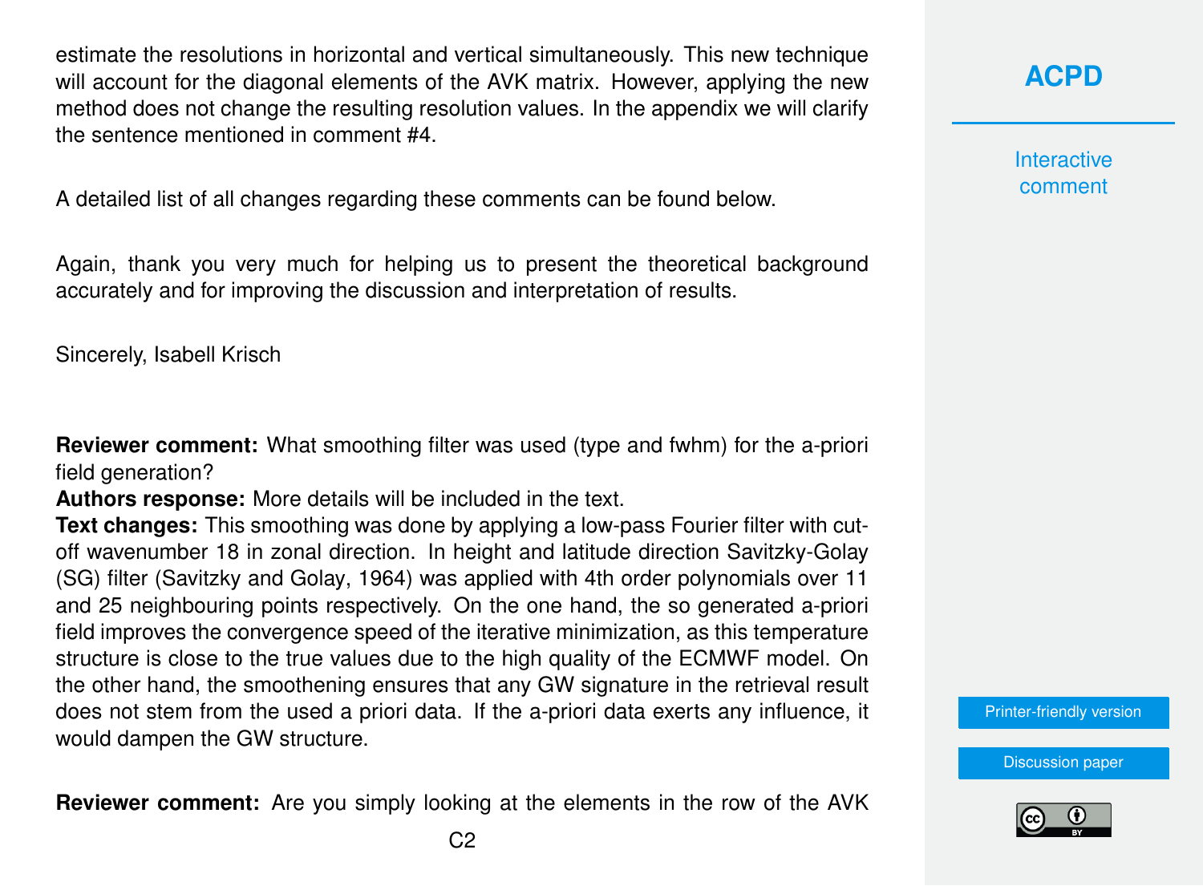estimate the resolutions in horizontal and vertical simultaneously. This new technique will account for the diagonal elements of the AVK matrix. However, applying the new method does not change the resulting resolution values. In the appendix we will clarify the sentence mentioned in comment #4.

A detailed list of all changes regarding these comments can be found below.

Again, thank you very much for helping us to present the theoretical background accurately and for improving the discussion and interpretation of results.

Sincerely, Isabell Krisch

**Reviewer comment:** What smoothing filter was used (type and fwhm) for the a-priori field generation?
**Authors response:** More details will be included in the text.
**Text changes:** This smoothing was done by applying a low-pass Fourier filter with cut-off wavenumber 18 in zonal direction. In height and latitude direction Savitzky-Golay (SG) filter (Savitzky and Golay, 1964) was applied with 4th order polynomials over 11 and 25 neighbouring points respectively. On the one hand, the so generated a-priori field improves the convergence speed of the iterative minimization, as this temperature structure is close to the true values due to the high quality of the ECMWF model. On the other hand, the smoothening ensures that any GW signature in the retrieval result does not stem from the used a priori data. If the a-priori data exerts any influence, it would dampen the GW structure.

**Reviewer comment:** Are you simply looking at the elements in the row of the AVK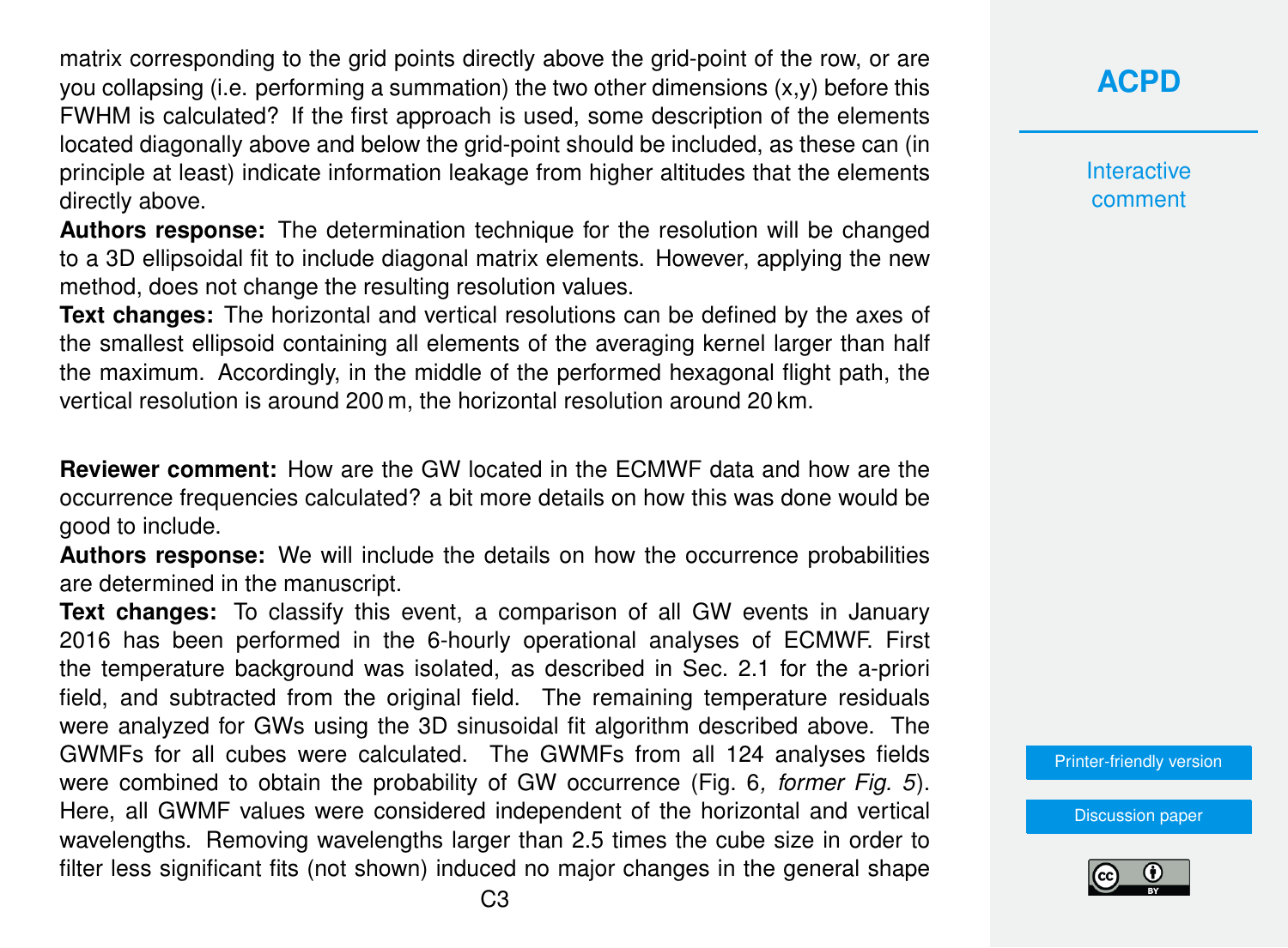matrix corresponding to the grid points directly above the grid-point of the row, or are you collapsing (i.e. performing a summation) the two other dimensions (x,y) before this FWHM is calculated? If the first approach is used, some description of the elements located diagonally above and below the grid-point should be included, as these can (in principle at least) indicate information leakage from higher altitudes that the elements directly above.

**Authors response:** The determination technique for the resolution will be changed to a 3D ellipsoidal fit to include diagonal matrix elements. However, applying the new method, does not change the resulting resolution values.

**Text changes:** The horizontal and vertical resolutions can be defined by the axes of the smallest ellipsoid containing all elements of the averaging kernel larger than half the maximum. Accordingly, in the middle of the performed hexagonal flight path, the vertical resolution is around 200 m, the horizontal resolution around 20 km.

**Reviewer comment:** How are the GW located in the ECMWF data and how are the occurrence frequencies calculated? a bit more details on how this was done would be good to include.

**Authors response:** We will include the details on how the occurrence probabilities are determined in the manuscript.

**Text changes:** To classify this event, a comparison of all GW events in January 2016 has been performed in the 6-hourly operational analyses of ECMWF. First the temperature background was isolated, as described in Sec. 2.1 for the a-priori field, and subtracted from the original field. The remaining temperature residuals were analyzed for GWs using the 3D sinusoidal fit algorithm described above. The GWMFs for all cubes were calculated. The GWMFs from all 124 analyses fields were combined to obtain the probability of GW occurrence (Fig. 6*, former Fig. 5*). Here, all GWMF values were considered independent of the horizontal and vertical wavelengths. Removing wavelengths larger than 2.5 times the cube size in order to filter less significant fits (not shown) induced no major changes in the general shape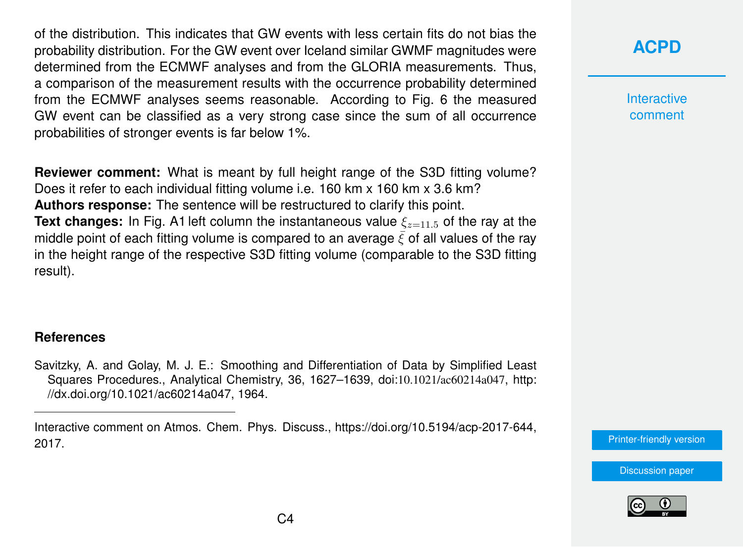of the distribution. This indicates that GW events with less certain fits do not bias the probability distribution. For the GW event over Iceland similar GWMF magnitudes were determined from the ECMWF analyses and from the GLORIA measurements. Thus, a comparison of the measurement results with the occurrence probability determined from the ECMWF analyses seems reasonable. According to Fig. 6 the measured GW event can be classified as a very strong case since the sum of all occurrence probabilities of stronger events is far below 1%.

**Reviewer comment:** What is meant by full height range of the S3D fitting volume? Does it refer to each individual fitting volume i.e. 160 km x 160 km x 3.6 km?
**Authors response:** The sentence will be restructured to clarify this point.
**Text changes:** In Fig. A1 left column the instantaneous value $\xi_{z=11.5}$ of the ray at the middle point of each fitting volume is compared to an average $\bar{\xi}$ of all values of the ray in the height range of the respective S3D fitting volume (comparable to the S3D fitting result).

## References

Savitzky, A. and Golay, M. J. E.: Smoothing and Differentiation of Data by Simplified Least Squares Procedures., Analytical Chemistry, 36, 1627–1639, doi:10.1021/ac60214a047, http://dx.doi.org/10.1021/ac60214a047, 1964.

---

Interactive comment on Atmos. Chem. Phys. Discuss., https://doi.org/10.5194/acp-2017-644, 2017.